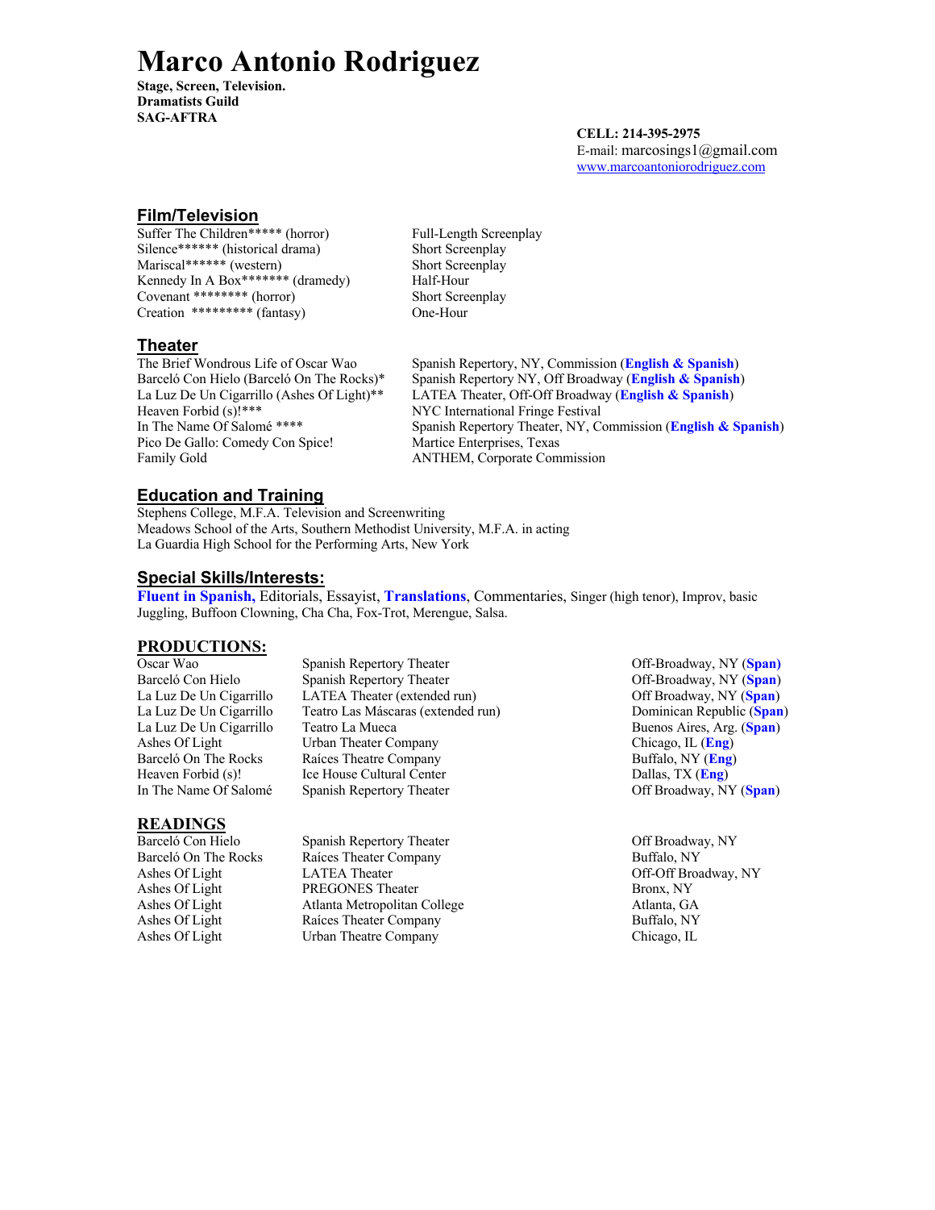# Marco Antonio Rodriguez

**Stage, Screen, Television.**
**Dramatists Guild**
**SAG-AFTRA**

**CELL: 214-395-2975**
E-mail: marcosings1@gmail.com
www.marcoantoniorodriguez.com

## Film/Television

| | |
|---|---|
| Suffer The Children***** (horror) | Full-Length Screenplay |
| Silence****** (historical drama) | Short Screenplay |
| Mariscal****** (western) | Short Screenplay |
| Kennedy In A Box******* (dramedy) | Half-Hour |
| Covenant ******** (horror) | Short Screenplay |
| Creation ********* (fantasy) | One-Hour |

## Theater

| | |
|---|---|
| The Brief Wondrous Life of Oscar Wao | Spanish Repertory, NY, Commission (**English & Spanish**) |
| Barceló Con Hielo (Barceló On The Rocks)* | Spanish Repertory NY, Off Broadway (**English & Spanish**) |
| La Luz De Un Cigarrillo (Ashes Of Light)** | LATEA Theater, Off-Off Broadway (**English & Spanish**) |
| Heaven Forbid (s)!*** | NYC International Fringe Festival |
| In The Name Of Salomé **** | Spanish Repertory Theater, NY, Commission (**English & Spanish**) |
| Pico De Gallo: Comedy Con Spice! | Martice Enterprises, Texas |
| Family Gold | ANTHEM, Corporate Commission |

## Education and Training

Stephens College, M.F.A. Television and Screenwriting
Meadows School of the Arts, Southern Methodist University, M.F.A. in acting
La Guardia High School for the Performing Arts, New York

## Special Skills/Interests:

**Fluent in Spanish,** Editorials, Essayist, **Translations**, Commentaries, Singer (high tenor), Improv, basic Juggling, Buffoon Clowning, Cha Cha, Fox-Trot, Merengue, Salsa.

## PRODUCTIONS:

| | | |
|---|---|---|
| Oscar Wao | Spanish Repertory Theater | Off-Broadway, NY (**Span**) |
| Barceló Con Hielo | Spanish Repertory Theater | Off-Broadway, NY (**Span**) |
| La Luz De Un Cigarrillo | LATEA Theater (extended run) | Off Broadway, NY (**Span**) |
| La Luz De Un Cigarrillo | Teatro Las Máscaras (extended run) | Dominican Republic (**Span**) |
| La Luz De Un Cigarrillo | Teatro La Mueca | Buenos Aires, Arg. (**Span**) |
| Ashes Of Light | Urban Theater Company | Chicago, IL (**Eng**) |
| Barceló On The Rocks | Raíces Theatre Company | Buffalo, NY (**Eng**) |
| Heaven Forbid (s)! | Ice House Cultural Center | Dallas, TX (**Eng**) |
| In The Name Of Salomé | Spanish Repertory Theater | Off Broadway, NY (**Span**) |

## READINGS

| | | |
|---|---|---|
| Barceló Con Hielo | Spanish Repertory Theater | Off Broadway, NY |
| Barceló On The Rocks | Raíces Theater Company | Buffalo, NY |
| Ashes Of Light | LATEA Theater | Off-Off Broadway, NY |
| Ashes Of Light | PREGONES Theater | Bronx, NY |
| Ashes Of Light | Atlanta Metropolitan College | Atlanta, GA |
| Ashes Of Light | Raíces Theater Company | Buffalo, NY |
| Ashes Of Light | Urban Theatre Company | Chicago, IL |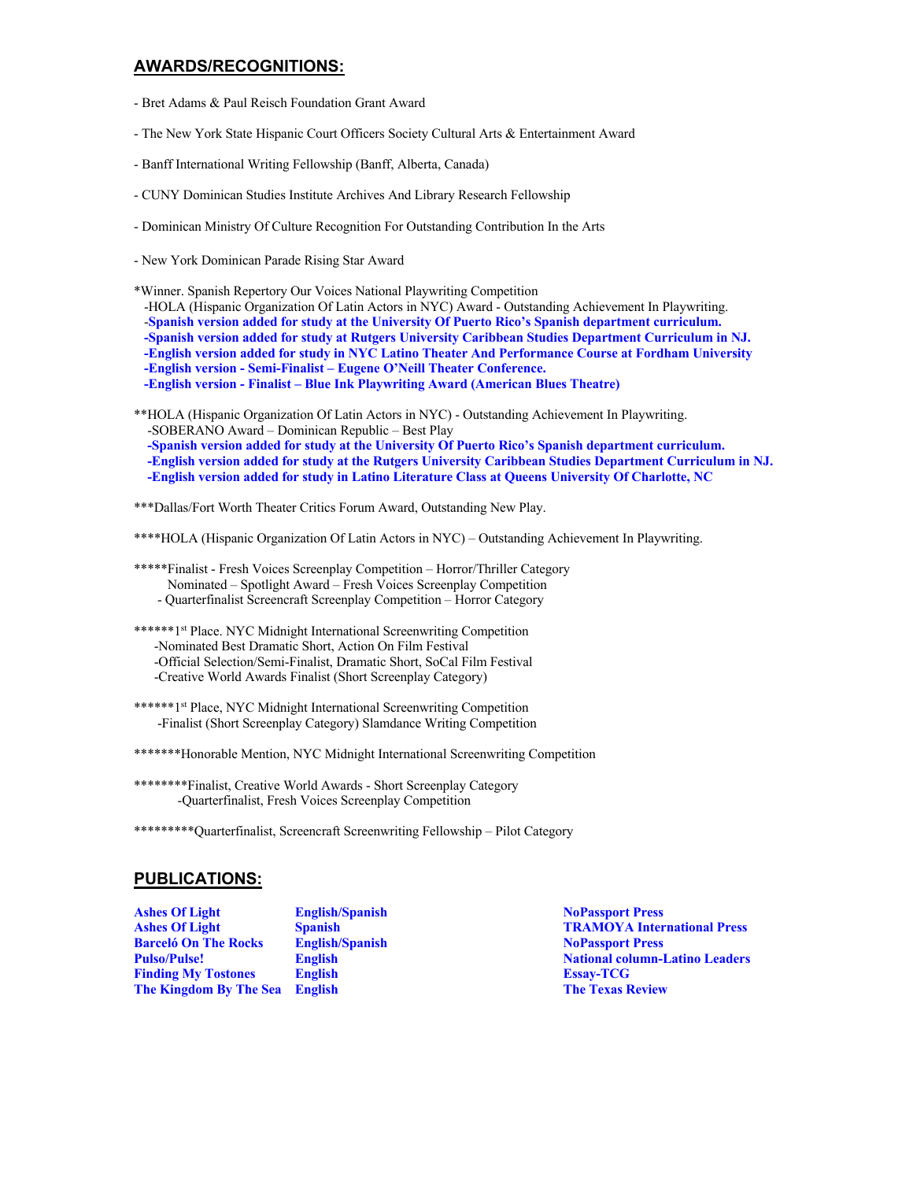## AWARDS/RECOGNITIONS:

- Bret Adams & Paul Reisch Foundation Grant Award

- The New York State Hispanic Court Officers Society Cultural Arts & Entertainment Award

- Banff International Writing Fellowship (Banff, Alberta, Canada)

- CUNY Dominican Studies Institute Archives And Library Research Fellowship

- Dominican Ministry Of Culture Recognition For Outstanding Contribution In the Arts

- New York Dominican Parade Rising Star Award

*Winner. Spanish Repertory Our Voices National Playwriting Competition
-HOLA (Hispanic Organization Of Latin Actors in NYC) Award - Outstanding Achievement In Playwriting.
**-Spanish version added for study at the University Of Puerto Rico's Spanish department curriculum.**
**-Spanish version added for study at Rutgers University Caribbean Studies Department Curriculum in NJ.**
**-English version added for study in NYC Latino Theater And Performance Course at Fordham University**
**-English version - Semi-Finalist – Eugene O'Neill Theater Conference.**
**-English version - Finalist – Blue Ink Playwriting Award (American Blues Theatre)**

**HOLA (Hispanic Organization Of Latin Actors in NYC) - Outstanding Achievement In Playwriting.
-SOBERANO Award – Dominican Republic – Best Play
**-Spanish version added for study at the University Of Puerto Rico's Spanish department curriculum.**
**-English version added for study at the Rutgers University Caribbean Studies Department Curriculum in NJ.**
**-English version added for study in Latino Literature Class at Queens University Of Charlotte, NC**

***Dallas/Fort Worth Theater Critics Forum Award, Outstanding New Play.

****HOLA (Hispanic Organization Of Latin Actors in NYC) – Outstanding Achievement In Playwriting.

*****Finalist - Fresh Voices Screenplay Competition – Horror/Thriller Category
Nominated – Spotlight Award – Fresh Voices Screenplay Competition
- Quarterfinalist Screencraft Screenplay Competition – Horror Category

******1st Place. NYC Midnight International Screenwriting Competition
-Nominated Best Dramatic Short, Action On Film Festival
-Official Selection/Semi-Finalist, Dramatic Short, SoCal Film Festival
-Creative World Awards Finalist (Short Screenplay Category)

******1st Place, NYC Midnight International Screenwriting Competition
-Finalist (Short Screenplay Category) Slamdance Writing Competition

*******Honorable Mention, NYC Midnight International Screenwriting Competition

********Finalist, Creative World Awards - Short Screenplay Category
-Quarterfinalist, Fresh Voices Screenplay Competition

*********Quarterfinalist, Screencraft Screenwriting Fellowship – Pilot Category

## PUBLICATIONS:

| | | |
|---|---|---|
| **Ashes Of Light** | **English/Spanish** | **NoPassport Press** |
| **Ashes Of Light** | **Spanish** | **TRAMOYA International Press** |
| **Barceló On The Rocks** | **English/Spanish** | **NoPassport Press** |
| **Pulso/Pulse!** | **English** | **National column-Latino Leaders** |
| **Finding My Tostones** | **English** | **Essay-TCG** |
| **The Kingdom By The Sea** | **English** | **The Texas Review** |